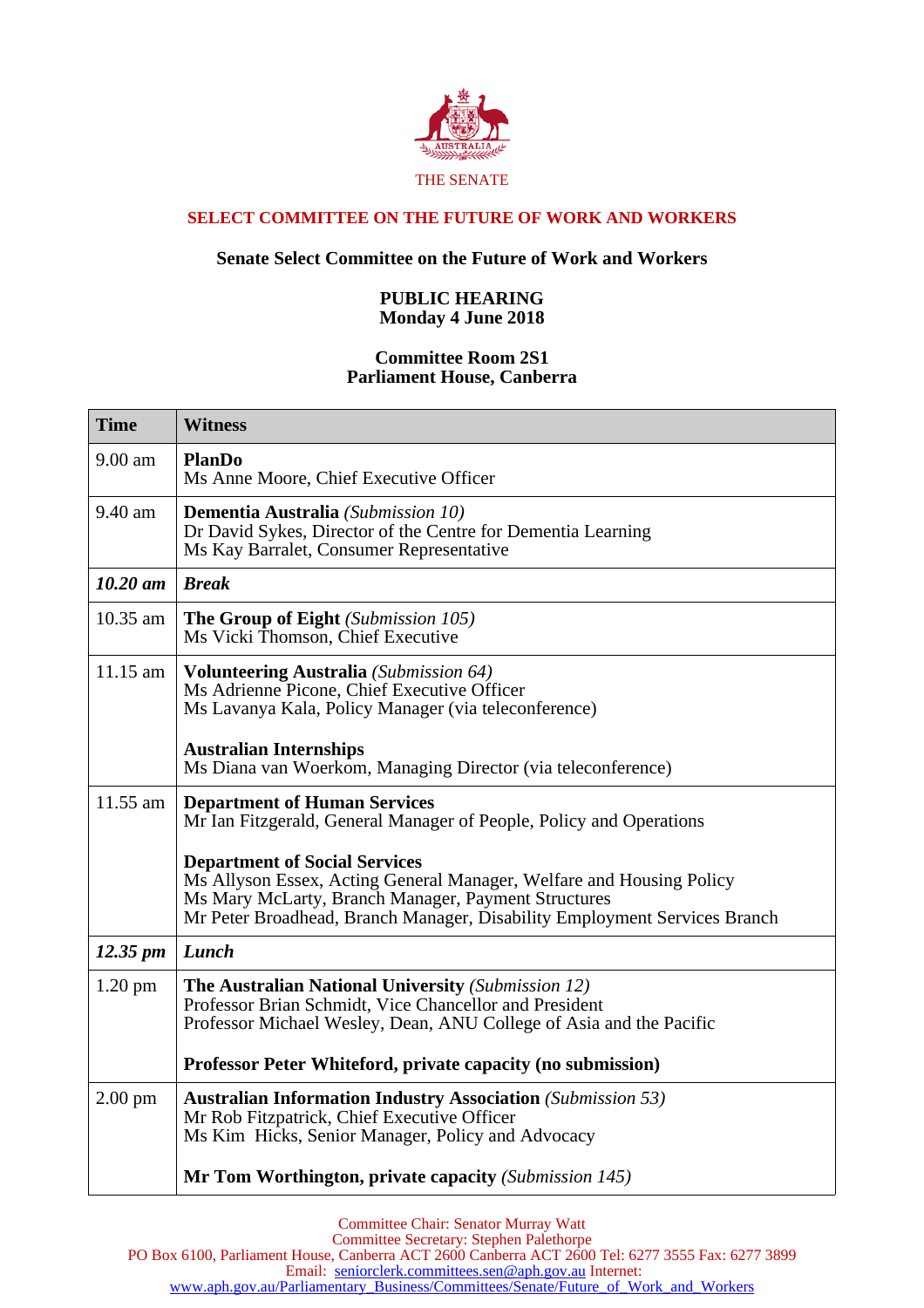THE SENATE

## SELECT COMMITTEE ON THE FUTURE OF WORK AND WORKERS

**Senate Select Committee on the Future of Work and Workers**

**PUBLIC HEARING**
**Monday 4 June 2018**

**Committee Room 2S1**
**Parliament House, Canberra**

| Time | Witness |
|---|---|
| 9.00 am | **PlanDo**<br>Ms Anne Moore, Chief Executive Officer |
| 9.40 am | **Dementia Australia** *(Submission 10)*<br>Dr David Sykes, Director of the Centre for Dementia Learning<br>Ms Kay Barralet, Consumer Representative |
| ***10.20 am*** | ***Break*** |
| 10.35 am | **The Group of Eight** *(Submission 105)*<br>Ms Vicki Thomson, Chief Executive |
| 11.15 am | **Volunteering Australia** *(Submission 64)*<br>Ms Adrienne Picone, Chief Executive Officer<br>Ms Lavanya Kala, Policy Manager (via teleconference)<br><br>**Australian Internships**<br>Ms Diana van Woerkom, Managing Director (via teleconference) |
| 11.55 am | **Department of Human Services**<br>Mr Ian Fitzgerald, General Manager of People, Policy and Operations<br><br>**Department of Social Services**<br>Ms Allyson Essex, Acting General Manager, Welfare and Housing Policy<br>Ms Mary McLarty, Branch Manager, Payment Structures<br>Mr Peter Broadhead, Branch Manager, Disability Employment Services Branch |
| ***12.35 pm*** | ***Lunch*** |
| 1.20 pm | **The Australian National University** *(Submission 12)*<br>Professor Brian Schmidt, Vice Chancellor and President<br>Professor Michael Wesley, Dean, ANU College of Asia and the Pacific<br><br>**Professor Peter Whiteford, private capacity (no submission)** |
| 2.00 pm | **Australian Information Industry Association** *(Submission 53)*<br>Mr Rob Fitzpatrick, Chief Executive Officer<br>Ms Kim Hicks, Senior Manager, Policy and Advocacy<br><br>**Mr Tom Worthington, private capacity** *(Submission 145)* |

Committee Chair: Senator Murray Watt
Committee Secretary: Stephen Palethorpe
PO Box 6100, Parliament House, Canberra ACT 2600 Canberra ACT 2600 Tel: 6277 3555 Fax: 6277 3899
Email: seniorclerk.committees.sen@aph.gov.au Internet:
www.aph.gov.au/Parliamentary_Business/Committees/Senate/Future_of_Work_and_Workers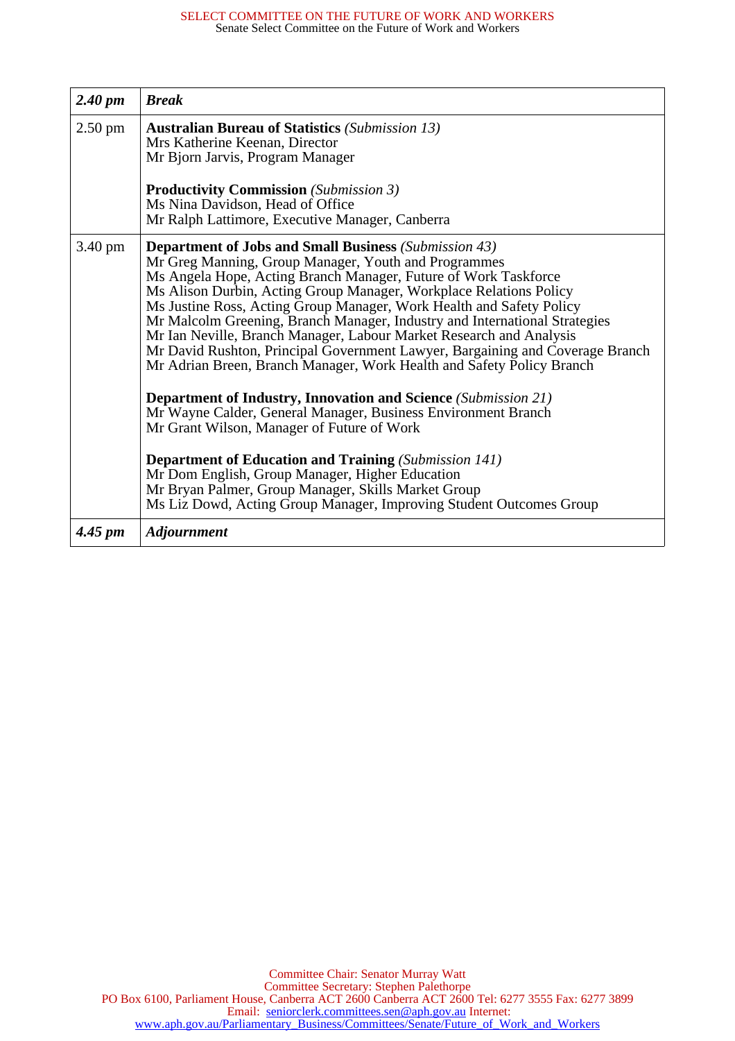| | |
|---|---|
| ***2.40 pm*** | ***Break*** |
| 2.50 pm | **Australian Bureau of Statistics** *(Submission 13)*<br>Mrs Katherine Keenan, Director<br>Mr Bjorn Jarvis, Program Manager<br><br>**Productivity Commission** *(Submission 3)*<br>Ms Nina Davidson, Head of Office<br>Mr Ralph Lattimore, Executive Manager, Canberra |
| 3.40 pm | **Department of Jobs and Small Business** *(Submission 43)*<br>Mr Greg Manning, Group Manager, Youth and Programmes<br>Ms Angela Hope, Acting Branch Manager, Future of Work Taskforce<br>Ms Alison Durbin, Acting Group Manager, Workplace Relations Policy<br>Ms Justine Ross, Acting Group Manager, Work Health and Safety Policy<br>Mr Malcolm Greening, Branch Manager, Industry and International Strategies<br>Mr Ian Neville, Branch Manager, Labour Market Research and Analysis<br>Mr David Rushton, Principal Government Lawyer, Bargaining and Coverage Branch<br>Mr Adrian Breen, Branch Manager, Work Health and Safety Policy Branch<br><br>**Department of Industry, Innovation and Science** *(Submission 21)*<br>Mr Wayne Calder, General Manager, Business Environment Branch<br>Mr Grant Wilson, Manager of Future of Work<br><br>**Department of Education and Training** *(Submission 141)*<br>Mr Dom English, Group Manager, Higher Education<br>Mr Bryan Palmer, Group Manager, Skills Market Group<br>Ms Liz Dowd, Acting Group Manager, Improving Student Outcomes Group |
| ***4.45 pm*** | ***Adjournment*** |